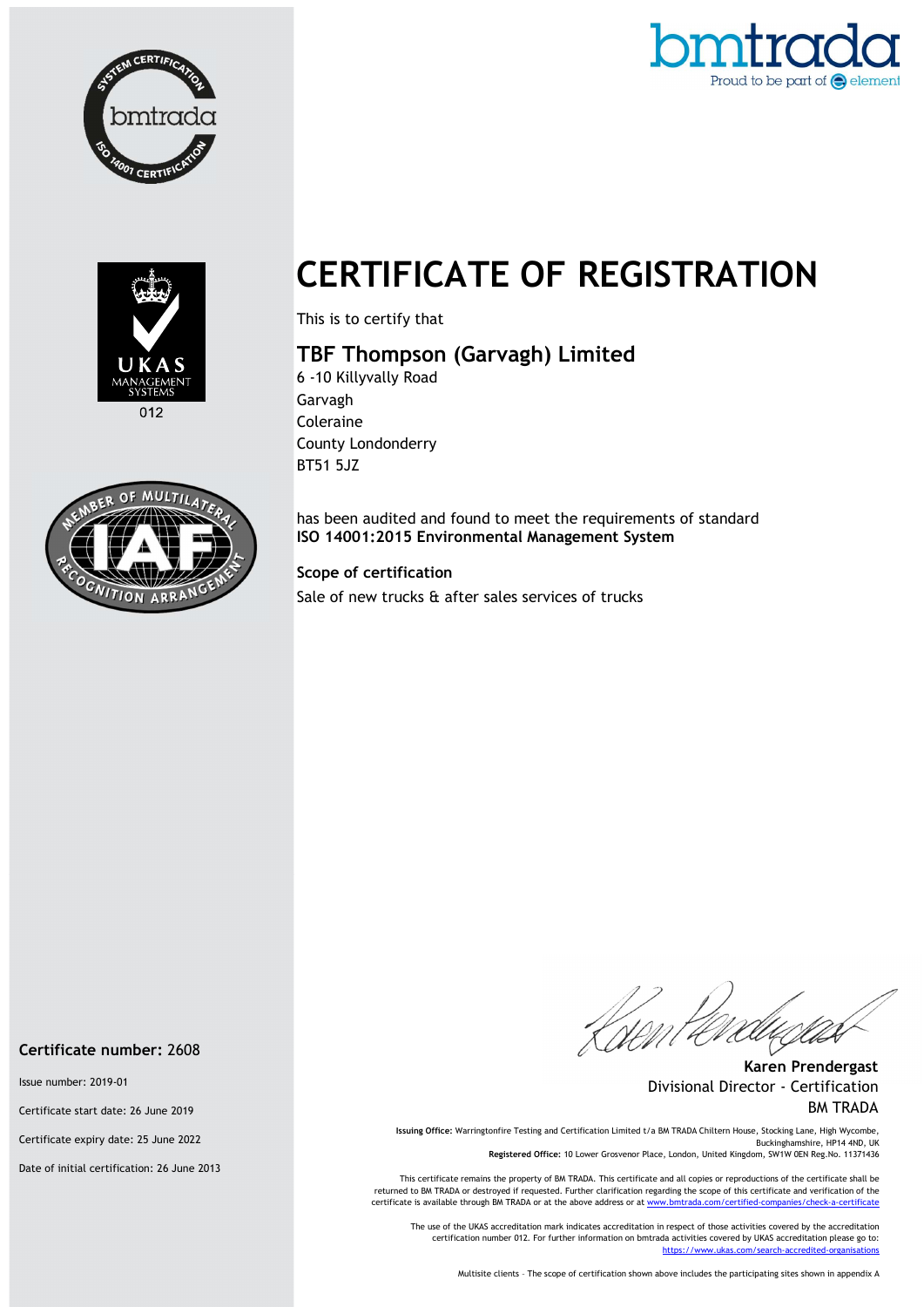# CERTIFICATE OF REGISTRATION

This is to certify that

## TBF Thompson (Garvagh) Limited

6 -10 Killyvally Road
Garvagh
Coleraine
County Londonderry
BT51 5JZ

has been audited and found to meet the requirements of standard
**ISO 14001:2015 Environmental Management System**

**Scope of certification**

Sale of new trucks & after sales services of trucks

012

**Certificate number:** 2608

Issue number: 2019-01

Certificate start date: 26 June 2019

Certificate expiry date: 25 June 2022

Date of initial certification: 26 June 2013

**Karen Prendergast**
Divisional Director - Certification
BM TRADA

**Issuing Office:** Warringtonfire Testing and Certification Limited t/a BM TRADA Chiltern House, Stocking Lane, High Wycombe, Buckinghamshire, HP14 4ND, UK
**Registered Office:** 10 Lower Grosvenor Place, London, United Kingdom, SW1W 0EN Reg.No. 11371436

This certificate remains the property of BM TRADA. This certificate and all copies or reproductions of the certificate shall be returned to BM TRADA or destroyed if requested. Further clarification regarding the scope of this certificate and verification of the certificate is available through BM TRADA or at the above address or at www.bmtrada.com/certified-companies/check-a-certificate

The use of the UKAS accreditation mark indicates accreditation in respect of those activities covered by the accreditation certification number 012. For further information on bmtrada activities covered by UKAS accreditation please go to: https://www.ukas.com/search-accredited-organisations

Multisite clients – The scope of certification shown above includes the participating sites shown in appendix A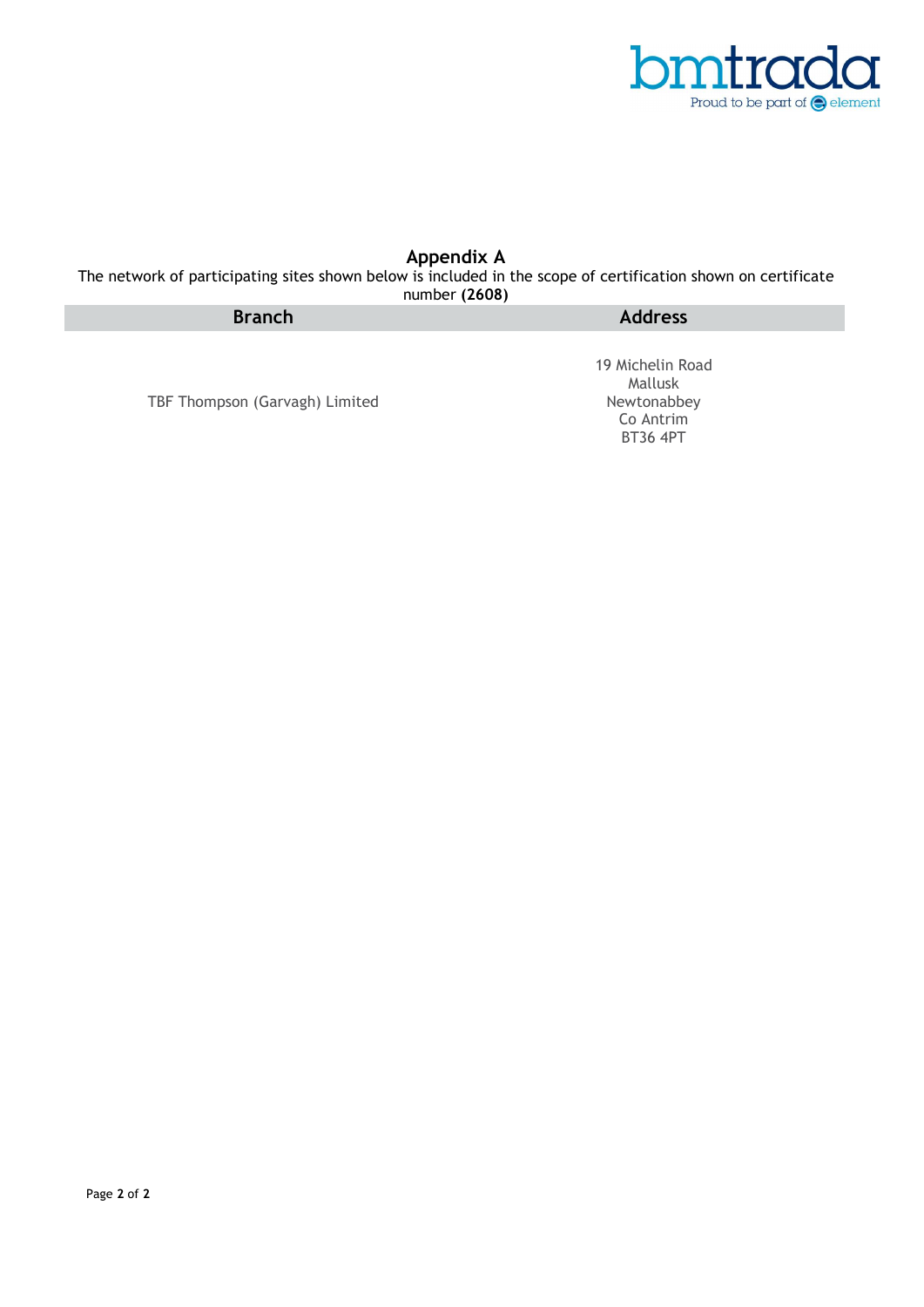## Appendix A

The network of participating sites shown below is included in the scope of certification shown on certificate number **(2608)**

| Branch | Address |
|---|---|
| TBF Thompson (Garvagh) Limited | 19 Michelin Road<br>Mallusk<br>Newtonabbey<br>Co Antrim<br>BT36 4PT |